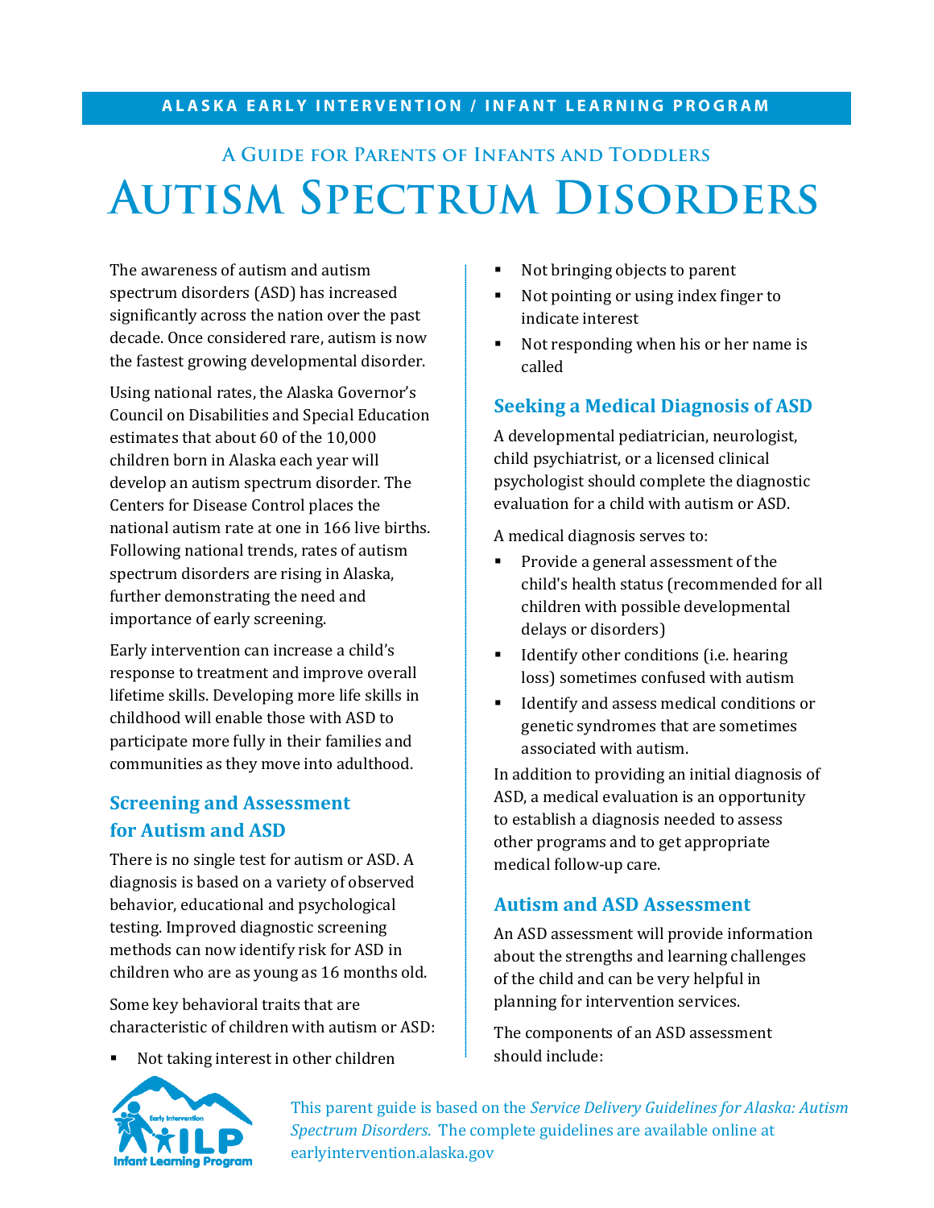**ALASKA EARLY INTERVENTION / INFANT LEARNING PROGRAM**

## A Guide for Parents of Infants and Toddlers

# Autism Spectrum Disorders

The awareness of autism and autism spectrum disorders (ASD) has increased significantly across the nation over the past decade. Once considered rare, autism is now the fastest growing developmental disorder.

Using national rates, the Alaska Governor's Council on Disabilities and Special Education estimates that about 60 of the 10,000 children born in Alaska each year will develop an autism spectrum disorder. The Centers for Disease Control places the national autism rate at one in 166 live births. Following national trends, rates of autism spectrum disorders are rising in Alaska, further demonstrating the need and importance of early screening.

Early intervention can increase a child's response to treatment and improve overall lifetime skills. Developing more life skills in childhood will enable those with ASD to participate more fully in their families and communities as they move into adulthood.

## Screening and Assessment for Autism and ASD

There is no single test for autism or ASD. A diagnosis is based on a variety of observed behavior, educational and psychological testing. Improved diagnostic screening methods can now identify risk for ASD in children who are as young as 16 months old.

Some key behavioral traits that are characteristic of children with autism or ASD:

- Not taking interest in other children
- Not bringing objects to parent
- Not pointing or using index finger to indicate interest
- Not responding when his or her name is called

## Seeking a Medical Diagnosis of ASD

A developmental pediatrician, neurologist, child psychiatrist, or a licensed clinical psychologist should complete the diagnostic evaluation for a child with autism or ASD.

A medical diagnosis serves to:

- Provide a general assessment of the child's health status (recommended for all children with possible developmental delays or disorders)
- Identify other conditions (i.e. hearing loss) sometimes confused with autism
- Identify and assess medical conditions or genetic syndromes that are sometimes associated with autism.

In addition to providing an initial diagnosis of ASD, a medical evaluation is an opportunity to establish a diagnosis needed to assess other programs and to get appropriate medical follow-up care.

## Autism and ASD Assessment

An ASD assessment will provide information about the strengths and learning challenges of the child and can be very helpful in planning for intervention services.

The components of an ASD assessment should include:

This parent guide is based on the *Service Delivery Guidelines for Alaska: Autism Spectrum Disorders*. The complete guidelines are available online at earlyintervention.alaska.gov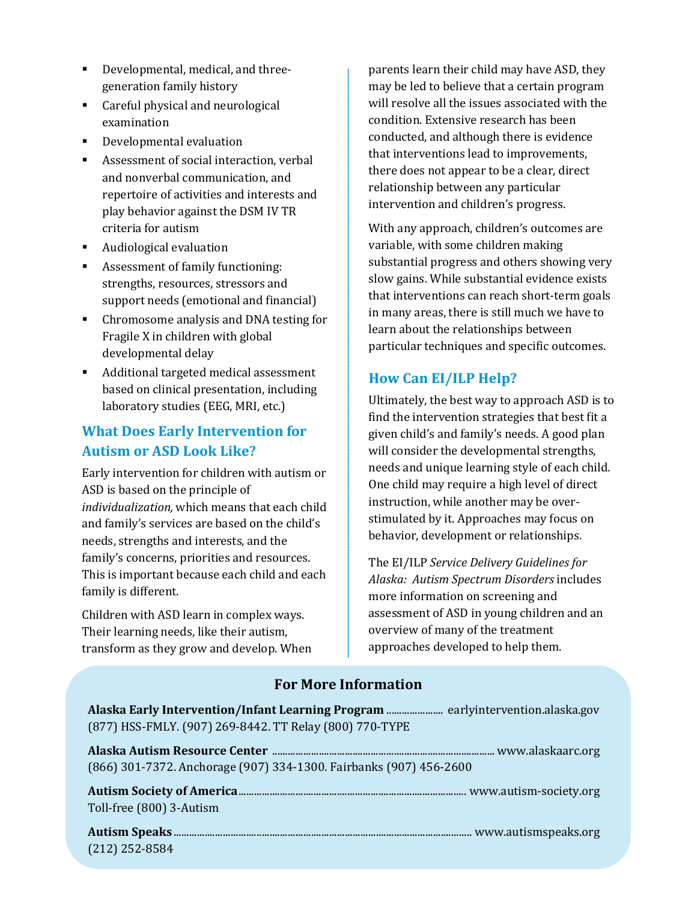- Developmental, medical, and three-generation family history
- Careful physical and neurological examination
- Developmental evaluation
- Assessment of social interaction, verbal and nonverbal communication, and repertoire of activities and interests and play behavior against the DSM IV TR criteria for autism
- Audiological evaluation
- Assessment of family functioning: strengths, resources, stressors and support needs (emotional and financial)
- Chromosome analysis and DNA testing for Fragile X in children with global developmental delay
- Additional targeted medical assessment based on clinical presentation, including laboratory studies (EEG, MRI, etc.)

## What Does Early Intervention for Autism or ASD Look Like?

Early intervention for children with autism or ASD is based on the principle of *individualization,* which means that each child and family's services are based on the child's needs, strengths and interests, and the family's concerns, priorities and resources. This is important because each child and each family is different.

Children with ASD learn in complex ways. Their learning needs, like their autism, transform as they grow and develop. When parents learn their child may have ASD, they may be led to believe that a certain program will resolve all the issues associated with the condition. Extensive research has been conducted, and although there is evidence that interventions lead to improvements, there does not appear to be a clear, direct relationship between any particular intervention and children's progress.

With any approach, children's outcomes are variable, with some children making substantial progress and others showing very slow gains. While substantial evidence exists that interventions can reach short-term goals in many areas, there is still much we have to learn about the relationships between particular techniques and specific outcomes.

## How Can EI/ILP Help?

Ultimately, the best way to approach ASD is to find the intervention strategies that best fit a given child's and family's needs. A good plan will consider the developmental strengths, needs and unique learning style of each child. One child may require a high level of direct instruction, while another may be over-stimulated by it. Approaches may focus on behavior, development or relationships.

The EI/ILP *Service Delivery Guidelines for Alaska: Autism Spectrum Disorders* includes more information on screening and assessment of ASD in young children and an overview of many of the treatment approaches developed to help them.

### For More Information

**Alaska Early Intervention/Infant Learning Program** ...................... earlyintervention.alaska.gov
(877) HSS-FMLY. (907) 269-8442. TT Relay (800) 770-TYPE

**Alaska Autism Resource Center** ...................... www.alaskaarc.org
(866) 301-7372. Anchorage (907) 334-1300. Fairbanks (907) 456-2600

**Autism Society of America** ...................... www.autism-society.org
Toll-free (800) 3-Autism

**Autism Speaks** ...................... www.autismspeaks.org
(212) 252-8584